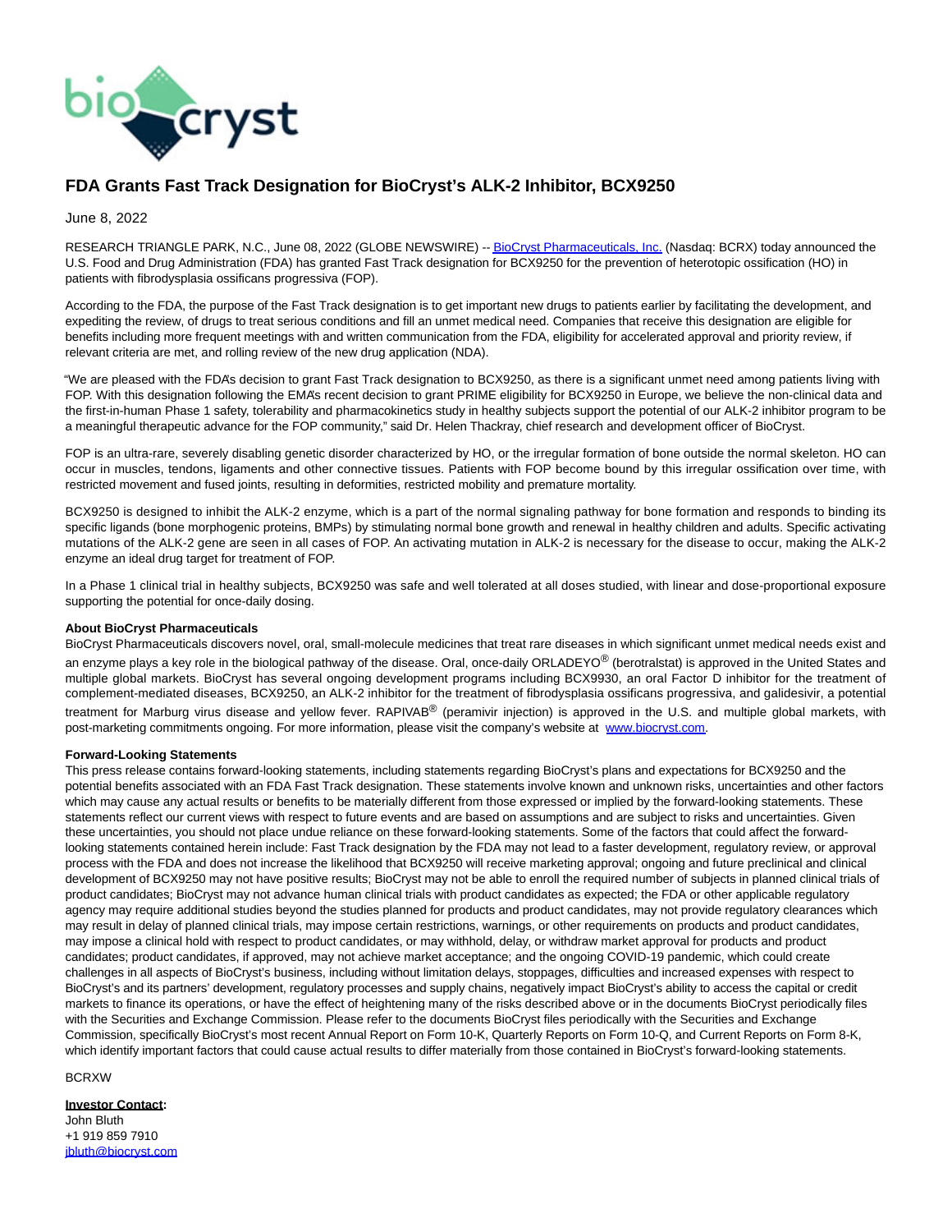# FDA Grants Fast Track Designation for BioCryst's ALK-2 Inhibitor, BCX9250

June 8, 2022

RESEARCH TRIANGLE PARK, N.C., June 08, 2022 (GLOBE NEWSWIRE) -- BioCryst Pharmaceuticals, Inc. (Nasdaq: BCRX) today announced the U.S. Food and Drug Administration (FDA) has granted Fast Track designation for BCX9250 for the prevention of heterotopic ossification (HO) in patients with fibrodysplasia ossificans progressiva (FOP).

According to the FDA, the purpose of the Fast Track designation is to get important new drugs to patients earlier by facilitating the development, and expediting the review, of drugs to treat serious conditions and fill an unmet medical need. Companies that receive this designation are eligible for benefits including more frequent meetings with and written communication from the FDA, eligibility for accelerated approval and priority review, if relevant criteria are met, and rolling review of the new drug application (NDA).

"We are pleased with the FDA's decision to grant Fast Track designation to BCX9250, as there is a significant unmet need among patients living with FOP. With this designation following the EMA's recent decision to grant PRIME eligibility for BCX9250 in Europe, we believe the non-clinical data and the first-in-human Phase 1 safety, tolerability and pharmacokinetics study in healthy subjects support the potential of our ALK-2 inhibitor program to be a meaningful therapeutic advance for the FOP community," said Dr. Helen Thackray, chief research and development officer of BioCryst.

FOP is an ultra-rare, severely disabling genetic disorder characterized by HO, or the irregular formation of bone outside the normal skeleton. HO can occur in muscles, tendons, ligaments and other connective tissues. Patients with FOP become bound by this irregular ossification over time, with restricted movement and fused joints, resulting in deformities, restricted mobility and premature mortality.

BCX9250 is designed to inhibit the ALK-2 enzyme, which is a part of the normal signaling pathway for bone formation and responds to binding its specific ligands (bone morphogenic proteins, BMPs) by stimulating normal bone growth and renewal in healthy children and adults. Specific activating mutations of the ALK-2 gene are seen in all cases of FOP. An activating mutation in ALK-2 is necessary for the disease to occur, making the ALK-2 enzyme an ideal drug target for treatment of FOP.

In a Phase 1 clinical trial in healthy subjects, BCX9250 was safe and well tolerated at all doses studied, with linear and dose-proportional exposure supporting the potential for once-daily dosing.

**About BioCryst Pharmaceuticals**

BioCryst Pharmaceuticals discovers novel, oral, small-molecule medicines that treat rare diseases in which significant unmet medical needs exist and an enzyme plays a key role in the biological pathway of the disease. Oral, once-daily ORLADEYO® (berotralstat) is approved in the United States and multiple global markets. BioCryst has several ongoing development programs including BCX9930, an oral Factor D inhibitor for the treatment of complement-mediated diseases, BCX9250, an ALK-2 inhibitor for the treatment of fibrodysplasia ossificans progressiva, and galidesivir, a potential treatment for Marburg virus disease and yellow fever. RAPIVAB® (peramivir injection) is approved in the U.S. and multiple global markets, with post-marketing commitments ongoing. For more information, please visit the company's website at www.biocryst.com.

**Forward-Looking Statements**

This press release contains forward-looking statements, including statements regarding BioCryst's plans and expectations for BCX9250 and the potential benefits associated with an FDA Fast Track designation. These statements involve known and unknown risks, uncertainties and other factors which may cause any actual results or benefits to be materially different from those expressed or implied by the forward-looking statements. These statements reflect our current views with respect to future events and are based on assumptions and are subject to risks and uncertainties. Given these uncertainties, you should not place undue reliance on these forward-looking statements. Some of the factors that could affect the forward-looking statements contained herein include: Fast Track designation by the FDA may not lead to a faster development, regulatory review, or approval process with the FDA and does not increase the likelihood that BCX9250 will receive marketing approval; ongoing and future preclinical and clinical development of BCX9250 may not have positive results; BioCryst may not be able to enroll the required number of subjects in planned clinical trials of product candidates; BioCryst may not advance human clinical trials with product candidates as expected; the FDA or other applicable regulatory agency may require additional studies beyond the studies planned for products and product candidates, may not provide regulatory clearances which may result in delay of planned clinical trials, may impose certain restrictions, warnings, or other requirements on products and product candidates, may impose a clinical hold with respect to product candidates, or may withhold, delay, or withdraw market approval for products and product candidates; product candidates, if approved, may not achieve market acceptance; and the ongoing COVID-19 pandemic, which could create challenges in all aspects of BioCryst's business, including without limitation delays, stoppages, difficulties and increased expenses with respect to BioCryst's and its partners' development, regulatory processes and supply chains, negatively impact BioCryst's ability to access the capital or credit markets to finance its operations, or have the effect of heightening many of the risks described above or in the documents BioCryst periodically files with the Securities and Exchange Commission. Please refer to the documents BioCryst files periodically with the Securities and Exchange Commission, specifically BioCryst's most recent Annual Report on Form 10-K, Quarterly Reports on Form 10-Q, and Current Reports on Form 8-K, which identify important factors that could cause actual results to differ materially from those contained in BioCryst's forward-looking statements.

BCRXW

**Investor Contact:**
John Bluth
+1 919 859 7910
jbluth@biocryst.com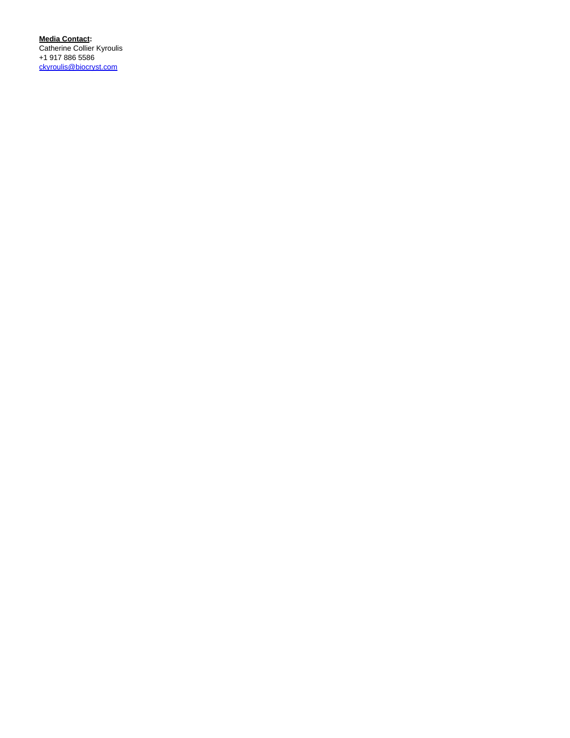**Media Contact:**
Catherine Collier Kyroulis
+1 917 886 5586
[ckyroulis@biocryst.com](mailto:ckyroulis@biocryst.com)